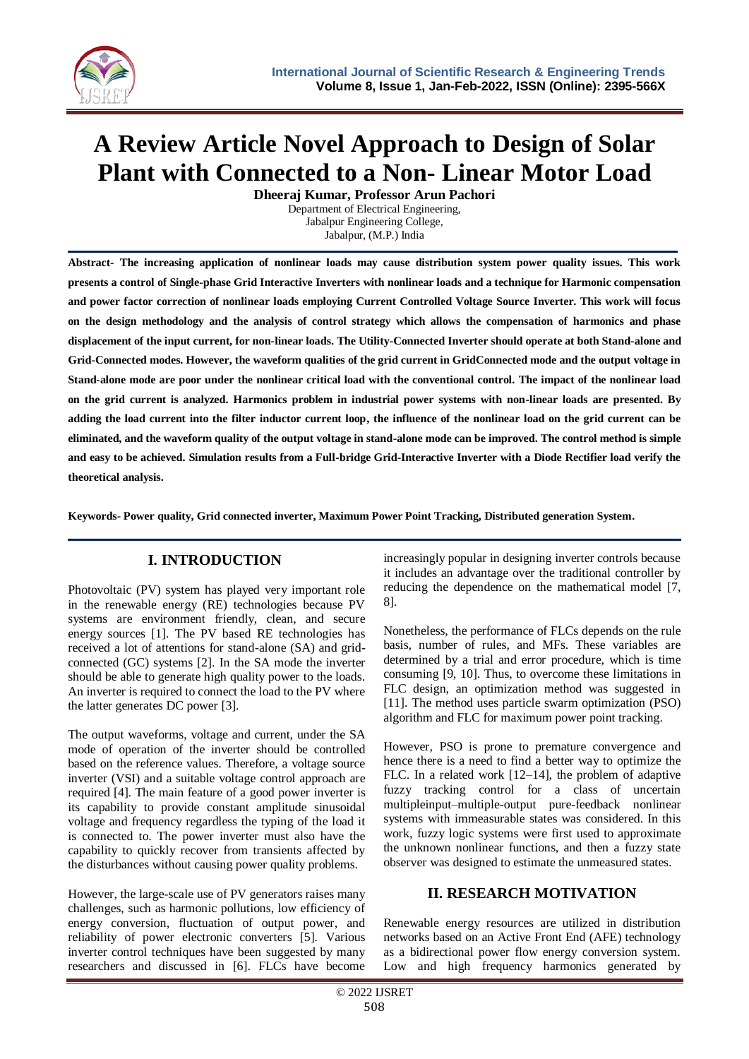# A Review Article Novel Approach to Design of Solar Plant with Connected to a Non- Linear Motor Load

**Dheeraj Kumar, Professor Arun Pachori**

Department of Electrical Engineering,
Jabalpur Engineering College,
Jabalpur, (M.P.) India

**Abstract- The increasing application of nonlinear loads may cause distribution system power quality issues. This work presents a control of Single-phase Grid Interactive Inverters with nonlinear loads and a technique for Harmonic compensation and power factor correction of nonlinear loads employing Current Controlled Voltage Source Inverter. This work will focus on the design methodology and the analysis of control strategy which allows the compensation of harmonics and phase displacement of the input current, for non-linear loads. The Utility-Connected Inverter should operate at both Stand-alone and Grid-Connected modes. However, the waveform qualities of the grid current in GridConnected mode and the output voltage in Stand-alone mode are poor under the nonlinear critical load with the conventional control. The impact of the nonlinear load on the grid current is analyzed. Harmonics problem in industrial power systems with non-linear loads are presented. By adding the load current into the filter inductor current loop, the influence of the nonlinear load on the grid current can be eliminated, and the waveform quality of the output voltage in stand-alone mode can be improved. The control method is simple and easy to be achieved. Simulation results from a Full-bridge Grid-Interactive Inverter with a Diode Rectifier load verify the theoretical analysis.**

**Keywords- Power quality, Grid connected inverter, Maximum Power Point Tracking, Distributed generation System.**

## I. INTRODUCTION

Photovoltaic (PV) system has played very important role in the renewable energy (RE) technologies because PV systems are environment friendly, clean, and secure energy sources [1]. The PV based RE technologies has received a lot of attentions for stand-alone (SA) and grid-connected (GC) systems [2]. In the SA mode the inverter should be able to generate high quality power to the loads. An inverter is required to connect the load to the PV where the latter generates DC power [3].

The output waveforms, voltage and current, under the SA mode of operation of the inverter should be controlled based on the reference values. Therefore, a voltage source inverter (VSI) and a suitable voltage control approach are required [4]. The main feature of a good power inverter is its capability to provide constant amplitude sinusoidal voltage and frequency regardless the typing of the load it is connected to. The power inverter must also have the capability to quickly recover from transients affected by the disturbances without causing power quality problems.

However, the large-scale use of PV generators raises many challenges, such as harmonic pollutions, low efficiency of energy conversion, fluctuation of output power, and reliability of power electronic converters [5]. Various inverter control techniques have been suggested by many researchers and discussed in [6]. FLCs have become increasingly popular in designing inverter controls because it includes an advantage over the traditional controller by reducing the dependence on the mathematical model [7, 8].

Nonetheless, the performance of FLCs depends on the rule basis, number of rules, and MFs. These variables are determined by a trial and error procedure, which is time consuming [9, 10]. Thus, to overcome these limitations in FLC design, an optimization method was suggested in [11]. The method uses particle swarm optimization (PSO) algorithm and FLC for maximum power point tracking.

However, PSO is prone to premature convergence and hence there is a need to find a better way to optimize the FLC. In a related work [12–14], the problem of adaptive fuzzy tracking control for a class of uncertain multipleinput–multiple-output pure-feedback nonlinear systems with immeasurable states was considered. In this work, fuzzy logic systems were first used to approximate the unknown nonlinear functions, and then a fuzzy state observer was designed to estimate the unmeasured states.

## II. RESEARCH MOTIVATION

Renewable energy resources are utilized in distribution networks based on an Active Front End (AFE) technology as a bidirectional power flow energy conversion system. Low and high frequency harmonics generated by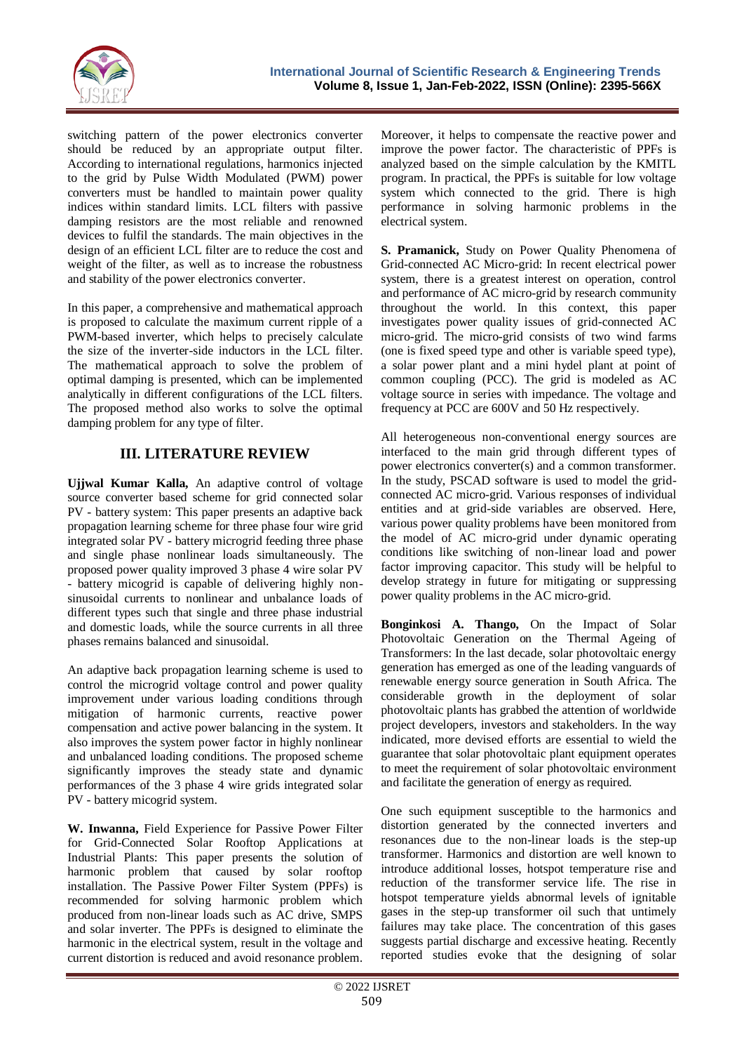switching pattern of the power electronics converter should be reduced by an appropriate output filter. According to international regulations, harmonics injected to the grid by Pulse Width Modulated (PWM) power converters must be handled to maintain power quality indices within standard limits. LCL filters with passive damping resistors are the most reliable and renowned devices to fulfil the standards. The main objectives in the design of an efficient LCL filter are to reduce the cost and weight of the filter, as well as to increase the robustness and stability of the power electronics converter.

In this paper, a comprehensive and mathematical approach is proposed to calculate the maximum current ripple of a PWM-based inverter, which helps to precisely calculate the size of the inverter-side inductors in the LCL filter. The mathematical approach to solve the problem of optimal damping is presented, which can be implemented analytically in different configurations of the LCL filters. The proposed method also works to solve the optimal damping problem for any type of filter.

## III. LITERATURE REVIEW

**Ujjwal Kumar Kalla,** An adaptive control of voltage source converter based scheme for grid connected solar PV - battery system: This paper presents an adaptive back propagation learning scheme for three phase four wire grid integrated solar PV - battery microgrid feeding three phase and single phase nonlinear loads simultaneously. The proposed power quality improved 3 phase 4 wire solar PV - battery micogrid is capable of delivering highly non-sinusoidal currents to nonlinear and unbalance loads of different types such that single and three phase industrial and domestic loads, while the source currents in all three phases remains balanced and sinusoidal.

An adaptive back propagation learning scheme is used to control the microgrid voltage control and power quality improvement under various loading conditions through mitigation of harmonic currents, reactive power compensation and active power balancing in the system. It also improves the system power factor in highly nonlinear and unbalanced loading conditions. The proposed scheme significantly improves the steady state and dynamic performances of the 3 phase 4 wire grids integrated solar PV - battery micogrid system.

**W. Inwanna,** Field Experience for Passive Power Filter for Grid-Connected Solar Rooftop Applications at Industrial Plants: This paper presents the solution of harmonic problem that caused by solar rooftop installation. The Passive Power Filter System (PPFs) is recommended for solving harmonic problem which produced from non-linear loads such as AC drive, SMPS and solar inverter. The PPFs is designed to eliminate the harmonic in the electrical system, result in the voltage and current distortion is reduced and avoid resonance problem. Moreover, it helps to compensate the reactive power and improve the power factor. The characteristic of PPFs is analyzed based on the simple calculation by the KMITL program. In practical, the PPFs is suitable for low voltage system which connected to the grid. There is high performance in solving harmonic problems in the electrical system.

**S. Pramanick,** Study on Power Quality Phenomena of Grid-connected AC Micro-grid: In recent electrical power system, there is a greatest interest on operation, control and performance of AC micro-grid by research community throughout the world. In this context, this paper investigates power quality issues of grid-connected AC micro-grid. The micro-grid consists of two wind farms (one is fixed speed type and other is variable speed type), a solar power plant and a mini hydel plant at point of common coupling (PCC). The grid is modeled as AC voltage source in series with impedance. The voltage and frequency at PCC are 600V and 50 Hz respectively.

All heterogeneous non-conventional energy sources are interfaced to the main grid through different types of power electronics converter(s) and a common transformer. In the study, PSCAD software is used to model the grid-connected AC micro-grid. Various responses of individual entities and at grid-side variables are observed. Here, various power quality problems have been monitored from the model of AC micro-grid under dynamic operating conditions like switching of non-linear load and power factor improving capacitor. This study will be helpful to develop strategy in future for mitigating or suppressing power quality problems in the AC micro-grid.

**Bonginkosi A. Thango,** On the Impact of Solar Photovoltaic Generation on the Thermal Ageing of Transformers: In the last decade, solar photovoltaic energy generation has emerged as one of the leading vanguards of renewable energy source generation in South Africa. The considerable growth in the deployment of solar photovoltaic plants has grabbed the attention of worldwide project developers, investors and stakeholders. In the way indicated, more devised efforts are essential to wield the guarantee that solar photovoltaic plant equipment operates to meet the requirement of solar photovoltaic environment and facilitate the generation of energy as required.

One such equipment susceptible to the harmonics and distortion generated by the connected inverters and resonances due to the non-linear loads is the step-up transformer. Harmonics and distortion are well known to introduce additional losses, hotspot temperature rise and reduction of the transformer service life. The rise in hotspot temperature yields abnormal levels of ignitable gases in the step-up transformer oil such that untimely failures may take place. The concentration of this gases suggests partial discharge and excessive heating. Recently reported studies evoke that the designing of solar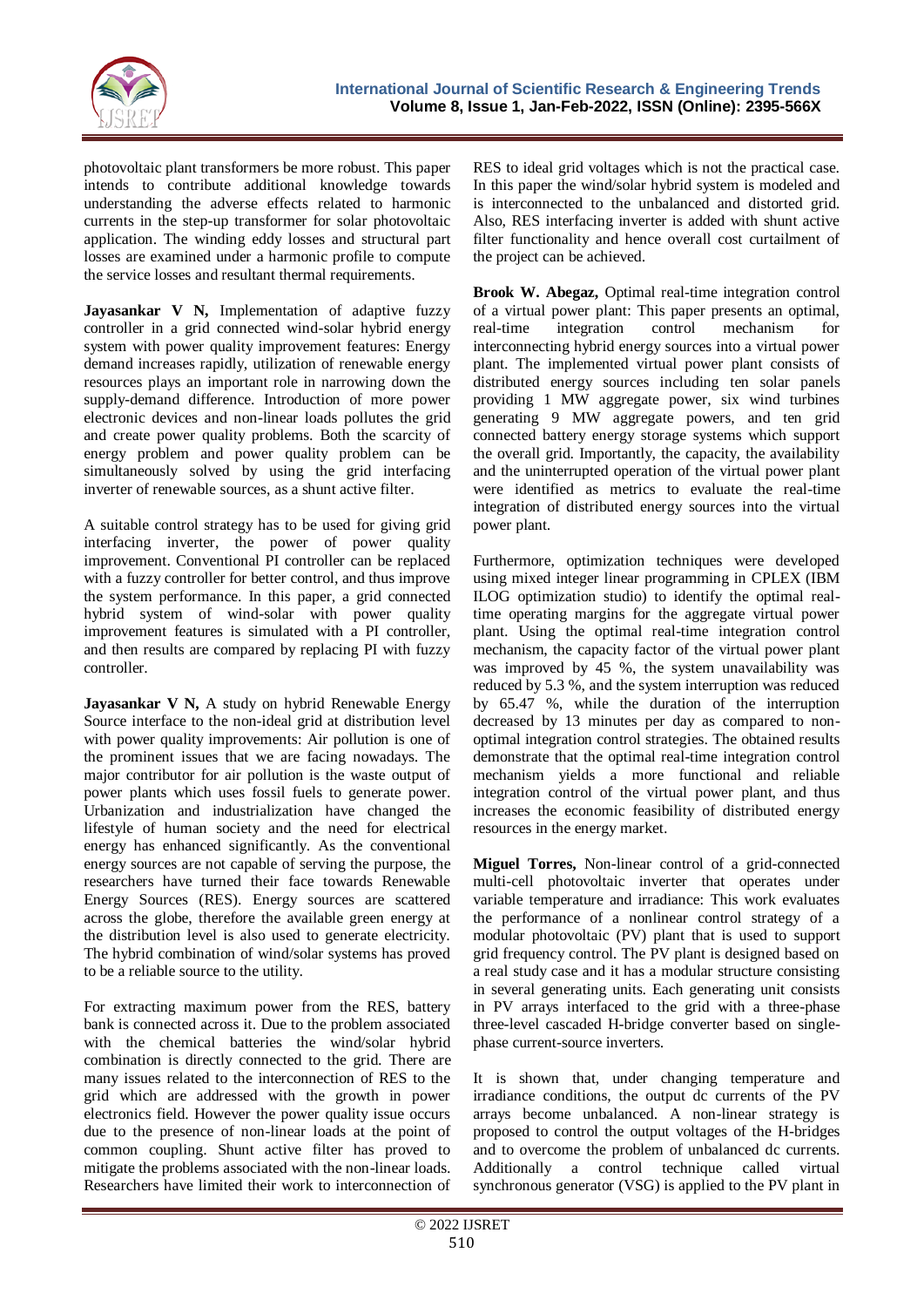photovoltaic plant transformers be more robust. This paper intends to contribute additional knowledge towards understanding the adverse effects related to harmonic currents in the step-up transformer for solar photovoltaic application. The winding eddy losses and structural part losses are examined under a harmonic profile to compute the service losses and resultant thermal requirements.

**Jayasankar V N,** Implementation of adaptive fuzzy controller in a grid connected wind-solar hybrid energy system with power quality improvement features: Energy demand increases rapidly, utilization of renewable energy resources plays an important role in narrowing down the supply-demand difference. Introduction of more power electronic devices and non-linear loads pollutes the grid and create power quality problems. Both the scarcity of energy problem and power quality problem can be simultaneously solved by using the grid interfacing inverter of renewable sources, as a shunt active filter.

A suitable control strategy has to be used for giving grid interfacing inverter, the power of power quality improvement. Conventional PI controller can be replaced with a fuzzy controller for better control, and thus improve the system performance. In this paper, a grid connected hybrid system of wind-solar with power quality improvement features is simulated with a PI controller, and then results are compared by replacing PI with fuzzy controller.

**Jayasankar V N,** A study on hybrid Renewable Energy Source interface to the non-ideal grid at distribution level with power quality improvements: Air pollution is one of the prominent issues that we are facing nowadays. The major contributor for air pollution is the waste output of power plants which uses fossil fuels to generate power. Urbanization and industrialization have changed the lifestyle of human society and the need for electrical energy has enhanced significantly. As the conventional energy sources are not capable of serving the purpose, the researchers have turned their face towards Renewable Energy Sources (RES). Energy sources are scattered across the globe, therefore the available green energy at the distribution level is also used to generate electricity. The hybrid combination of wind/solar systems has proved to be a reliable source to the utility.

For extracting maximum power from the RES, battery bank is connected across it. Due to the problem associated with the chemical batteries the wind/solar hybrid combination is directly connected to the grid. There are many issues related to the interconnection of RES to the grid which are addressed with the growth in power electronics field. However the power quality issue occurs due to the presence of non-linear loads at the point of common coupling. Shunt active filter has proved to mitigate the problems associated with the non-linear loads. Researchers have limited their work to interconnection of RES to ideal grid voltages which is not the practical case. In this paper the wind/solar hybrid system is modeled and is interconnected to the unbalanced and distorted grid. Also, RES interfacing inverter is added with shunt active filter functionality and hence overall cost curtailment of the project can be achieved.

**Brook W. Abegaz,** Optimal real-time integration control of a virtual power plant: This paper presents an optimal, real-time integration control mechanism for interconnecting hybrid energy sources into a virtual power plant. The implemented virtual power plant consists of distributed energy sources including ten solar panels providing 1 MW aggregate power, six wind turbines generating 9 MW aggregate powers, and ten grid connected battery energy storage systems which support the overall grid. Importantly, the capacity, the availability and the uninterrupted operation of the virtual power plant were identified as metrics to evaluate the real-time integration of distributed energy sources into the virtual power plant.

Furthermore, optimization techniques were developed using mixed integer linear programming in CPLEX (IBM ILOG optimization studio) to identify the optimal real-time operating margins for the aggregate virtual power plant. Using the optimal real-time integration control mechanism, the capacity factor of the virtual power plant was improved by 45 %, the system unavailability was reduced by 5.3 %, and the system interruption was reduced by 65.47 %, while the duration of the interruption decreased by 13 minutes per day as compared to non-optimal integration control strategies. The obtained results demonstrate that the optimal real-time integration control mechanism yields a more functional and reliable integration control of the virtual power plant, and thus increases the economic feasibility of distributed energy resources in the energy market.

**Miguel Torres,** Non-linear control of a grid-connected multi-cell photovoltaic inverter that operates under variable temperature and irradiance: This work evaluates the performance of a nonlinear control strategy of a modular photovoltaic (PV) plant that is used to support grid frequency control. The PV plant is designed based on a real study case and it has a modular structure consisting in several generating units. Each generating unit consists in PV arrays interfaced to the grid with a three-phase three-level cascaded H-bridge converter based on single-phase current-source inverters.

It is shown that, under changing temperature and irradiance conditions, the output dc currents of the PV arrays become unbalanced. A non-linear strategy is proposed to control the output voltages of the H-bridges and to overcome the problem of unbalanced dc currents. Additionally a control technique called virtual synchronous generator (VSG) is applied to the PV plant in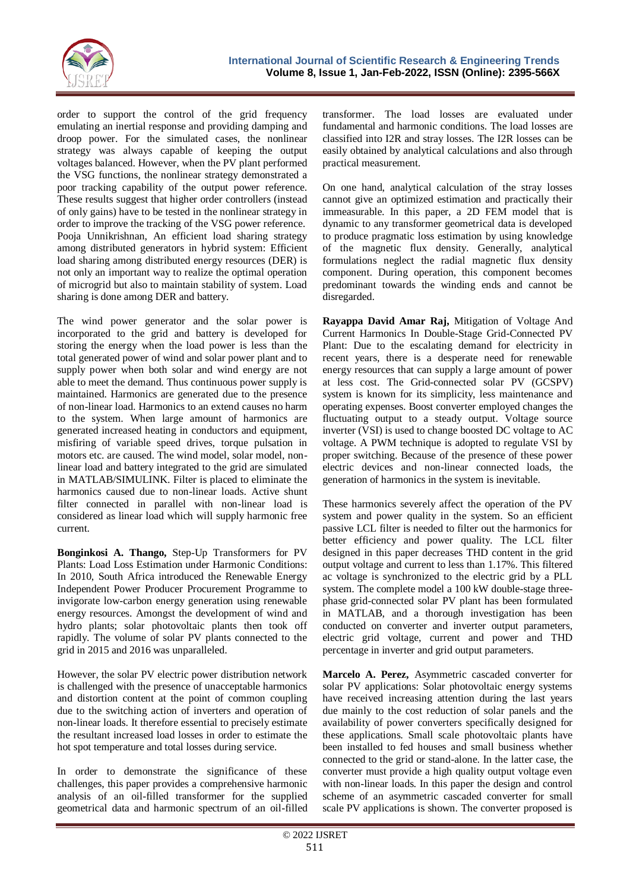order to support the control of the grid frequency emulating an inertial response and providing damping and droop power. For the simulated cases, the nonlinear strategy was always capable of keeping the output voltages balanced. However, when the PV plant performed the VSG functions, the nonlinear strategy demonstrated a poor tracking capability of the output power reference. These results suggest that higher order controllers (instead of only gains) have to be tested in the nonlinear strategy in order to improve the tracking of the VSG power reference. Pooja Unnikrishnan, An efficient load sharing strategy among distributed generators in hybrid system: Efficient load sharing among distributed energy resources (DER) is not only an important way to realize the optimal operation of microgrid but also to maintain stability of system. Load sharing is done among DER and battery.

The wind power generator and the solar power is incorporated to the grid and battery is developed for storing the energy when the load power is less than the total generated power of wind and solar power plant and to supply power when both solar and wind energy are not able to meet the demand. Thus continuous power supply is maintained. Harmonics are generated due to the presence of non-linear load. Harmonics to an extend causes no harm to the system. When large amount of harmonics are generated increased heating in conductors and equipment, misfiring of variable speed drives, torque pulsation in motors etc. are caused. The wind model, solar model, non-linear load and battery integrated to the grid are simulated in MATLAB/SIMULINK. Filter is placed to eliminate the harmonics caused due to non-linear loads. Active shunt filter connected in parallel with non-linear load is considered as linear load which will supply harmonic free current.

**Bonginkosi A. Thango,** Step-Up Transformers for PV Plants: Load Loss Estimation under Harmonic Conditions: In 2010, South Africa introduced the Renewable Energy Independent Power Producer Procurement Programme to invigorate low-carbon energy generation using renewable energy resources. Amongst the development of wind and hydro plants; solar photovoltaic plants then took off rapidly. The volume of solar PV plants connected to the grid in 2015 and 2016 was unparalleled.

However, the solar PV electric power distribution network is challenged with the presence of unacceptable harmonics and distortion content at the point of common coupling due to the switching action of inverters and operation of non-linear loads. It therefore essential to precisely estimate the resultant increased load losses in order to estimate the hot spot temperature and total losses during service.

In order to demonstrate the significance of these challenges, this paper provides a comprehensive harmonic analysis of an oil-filled transformer for the supplied geometrical data and harmonic spectrum of an oil-filled transformer. The load losses are evaluated under fundamental and harmonic conditions. The load losses are classified into I2R and stray losses. The I2R losses can be easily obtained by analytical calculations and also through practical measurement.

On one hand, analytical calculation of the stray losses cannot give an optimized estimation and practically their immeasurable. In this paper, a 2D FEM model that is dynamic to any transformer geometrical data is developed to produce pragmatic loss estimation by using knowledge of the magnetic flux density. Generally, analytical formulations neglect the radial magnetic flux density component. During operation, this component becomes predominant towards the winding ends and cannot be disregarded.

**Rayappa David Amar Raj,** Mitigation of Voltage And Current Harmonics In Double-Stage Grid-Connected PV Plant: Due to the escalating demand for electricity in recent years, there is a desperate need for renewable energy resources that can supply a large amount of power at less cost. The Grid-connected solar PV (GCSPV) system is known for its simplicity, less maintenance and operating expenses. Boost converter employed changes the fluctuating output to a steady output. Voltage source inverter (VSI) is used to change boosted DC voltage to AC voltage. A PWM technique is adopted to regulate VSI by proper switching. Because of the presence of these power electric devices and non-linear connected loads, the generation of harmonics in the system is inevitable.

These harmonics severely affect the operation of the PV system and power quality in the system. So an efficient passive LCL filter is needed to filter out the harmonics for better efficiency and power quality. The LCL filter designed in this paper decreases THD content in the grid output voltage and current to less than 1.17%. This filtered ac voltage is synchronized to the electric grid by a PLL system. The complete model a 100 kW double-stage three-phase grid-connected solar PV plant has been formulated in MATLAB, and a thorough investigation has been conducted on converter and inverter output parameters, electric grid voltage, current and power and THD percentage in inverter and grid output parameters.

**Marcelo A. Perez,** Asymmetric cascaded converter for solar PV applications: Solar photovoltaic energy systems have received increasing attention during the last years due mainly to the cost reduction of solar panels and the availability of power converters specifically designed for these applications. Small scale photovoltaic plants have been installed to fed houses and small business whether connected to the grid or stand-alone. In the latter case, the converter must provide a high quality output voltage even with non-linear loads. In this paper the design and control scheme of an asymmetric cascaded converter for small scale PV applications is shown. The converter proposed is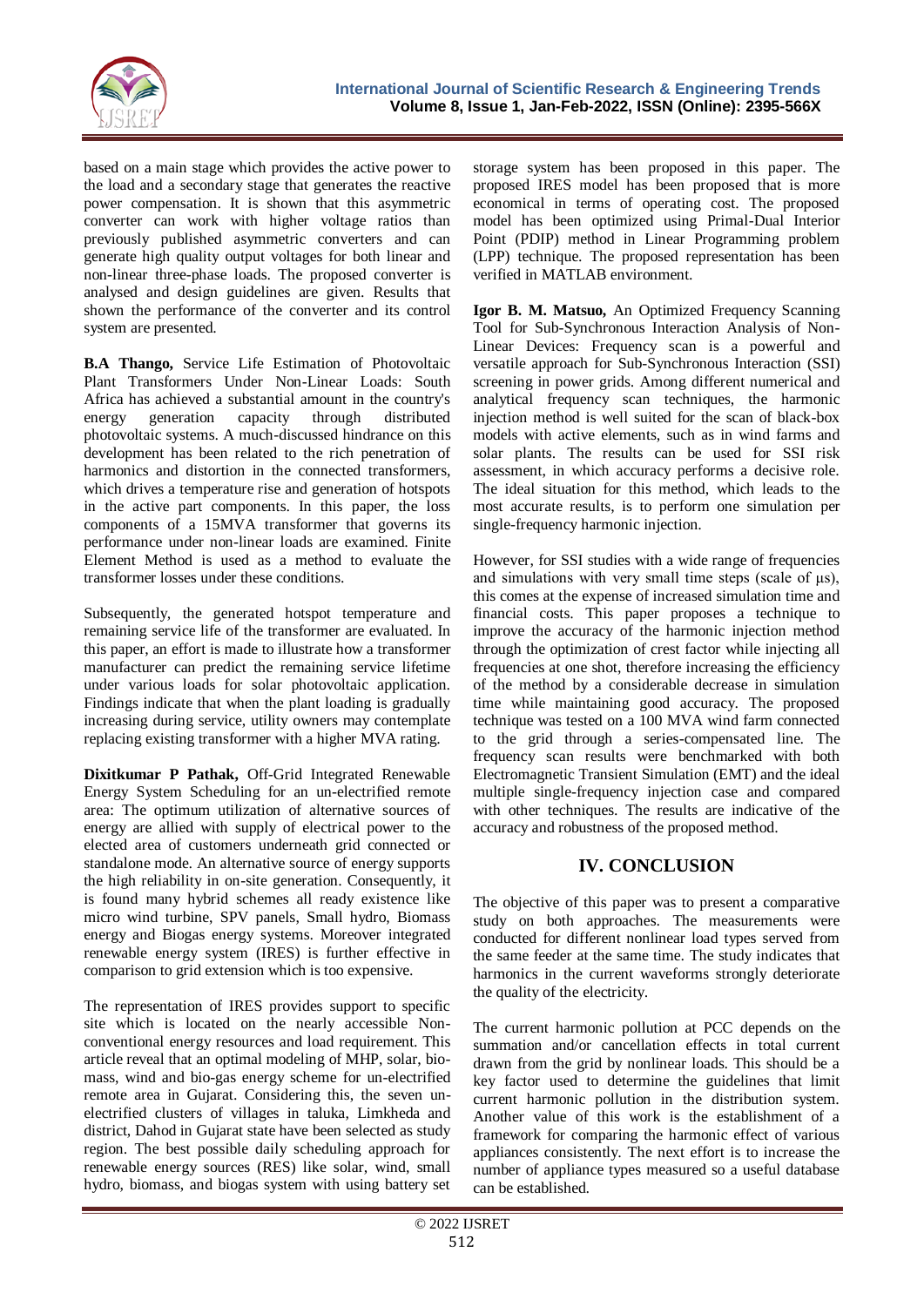based on a main stage which provides the active power to the load and a secondary stage that generates the reactive power compensation. It is shown that this asymmetric converter can work with higher voltage ratios than previously published asymmetric converters and can generate high quality output voltages for both linear and non-linear three-phase loads. The proposed converter is analysed and design guidelines are given. Results that shown the performance of the converter and its control system are presented.

**B.A Thango,** Service Life Estimation of Photovoltaic Plant Transformers Under Non-Linear Loads: South Africa has achieved a substantial amount in the country's energy generation capacity through distributed photovoltaic systems. A much-discussed hindrance on this development has been related to the rich penetration of harmonics and distortion in the connected transformers, which drives a temperature rise and generation of hotspots in the active part components. In this paper, the loss components of a 15MVA transformer that governs its performance under non-linear loads are examined. Finite Element Method is used as a method to evaluate the transformer losses under these conditions.

Subsequently, the generated hotspot temperature and remaining service life of the transformer are evaluated. In this paper, an effort is made to illustrate how a transformer manufacturer can predict the remaining service lifetime under various loads for solar photovoltaic application. Findings indicate that when the plant loading is gradually increasing during service, utility owners may contemplate replacing existing transformer with a higher MVA rating.

**Dixitkumar P Pathak,** Off-Grid Integrated Renewable Energy System Scheduling for an un-electrified remote area: The optimum utilization of alternative sources of energy are allied with supply of electrical power to the elected area of customers underneath grid connected or standalone mode. An alternative source of energy supports the high reliability in on-site generation. Consequently, it is found many hybrid schemes all ready existence like micro wind turbine, SPV panels, Small hydro, Biomass energy and Biogas energy systems. Moreover integrated renewable energy system (IRES) is further effective in comparison to grid extension which is too expensive.

The representation of IRES provides support to specific site which is located on the nearly accessible Non-conventional energy resources and load requirement. This article reveal that an optimal modeling of MHP, solar, bio-mass, wind and bio-gas energy scheme for un-electrified remote area in Gujarat. Considering this, the seven un-electrified clusters of villages in taluka, Limkheda and district, Dahod in Gujarat state have been selected as study region. The best possible daily scheduling approach for renewable energy sources (RES) like solar, wind, small hydro, biomass, and biogas system with using battery set storage system has been proposed in this paper. The proposed IRES model has been proposed that is more economical in terms of operating cost. The proposed model has been optimized using Primal-Dual Interior Point (PDIP) method in Linear Programming problem (LPP) technique. The proposed representation has been verified in MATLAB environment.

**Igor B. M. Matsuo,** An Optimized Frequency Scanning Tool for Sub-Synchronous Interaction Analysis of Non-Linear Devices: Frequency scan is a powerful and versatile approach for Sub-Synchronous Interaction (SSI) screening in power grids. Among different numerical and analytical frequency scan techniques, the harmonic injection method is well suited for the scan of black-box models with active elements, such as in wind farms and solar plants. The results can be used for SSI risk assessment, in which accuracy performs a decisive role. The ideal situation for this method, which leads to the most accurate results, is to perform one simulation per single-frequency harmonic injection.

However, for SSI studies with a wide range of frequencies and simulations with very small time steps (scale of μs), this comes at the expense of increased simulation time and financial costs. This paper proposes a technique to improve the accuracy of the harmonic injection method through the optimization of crest factor while injecting all frequencies at one shot, therefore increasing the efficiency of the method by a considerable decrease in simulation time while maintaining good accuracy. The proposed technique was tested on a 100 MVA wind farm connected to the grid through a series-compensated line. The frequency scan results were benchmarked with both Electromagnetic Transient Simulation (EMT) and the ideal multiple single-frequency injection case and compared with other techniques. The results are indicative of the accuracy and robustness of the proposed method.

## IV. CONCLUSION

The objective of this paper was to present a comparative study on both approaches. The measurements were conducted for different nonlinear load types served from the same feeder at the same time. The study indicates that harmonics in the current waveforms strongly deteriorate the quality of the electricity.

The current harmonic pollution at PCC depends on the summation and/or cancellation effects in total current drawn from the grid by nonlinear loads. This should be a key factor used to determine the guidelines that limit current harmonic pollution in the distribution system. Another value of this work is the establishment of a framework for comparing the harmonic effect of various appliances consistently. The next effort is to increase the number of appliance types measured so a useful database can be established.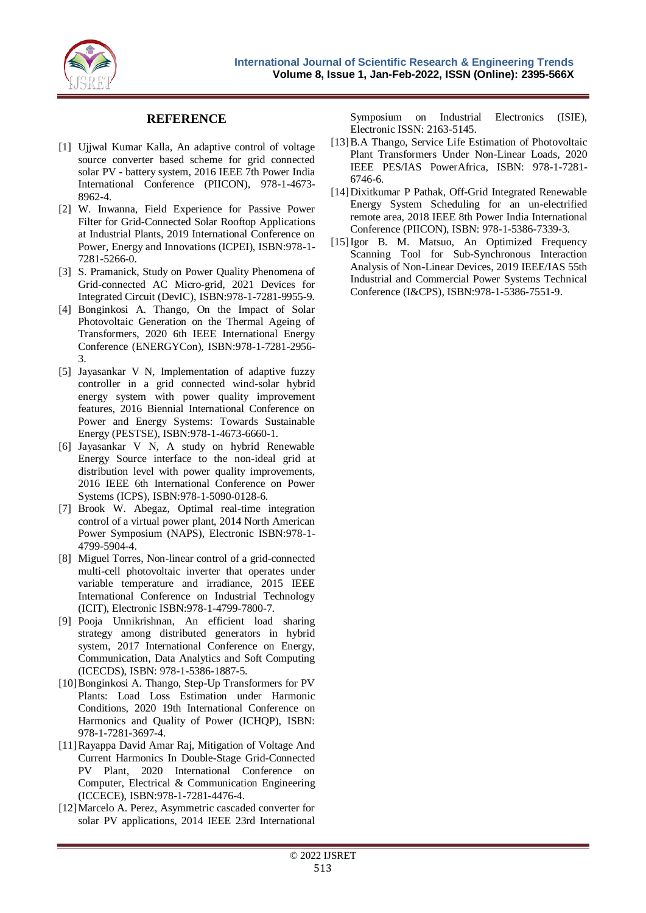## REFERENCE

[1] Ujjwal Kumar Kalla, An adaptive control of voltage source converter based scheme for grid connected solar PV - battery system, 2016 IEEE 7th Power India International Conference (PIICON), 978-1-4673-8962-4.

[2] W. Inwanna, Field Experience for Passive Power Filter for Grid-Connected Solar Rooftop Applications at Industrial Plants, 2019 International Conference on Power, Energy and Innovations (ICPEI), ISBN:978-1-7281-5266-0.

[3] S. Pramanick, Study on Power Quality Phenomena of Grid-connected AC Micro-grid, 2021 Devices for Integrated Circuit (DevIC), ISBN:978-1-7281-9955-9.

[4] Bonginkosi A. Thango, On the Impact of Solar Photovoltaic Generation on the Thermal Ageing of Transformers, 2020 6th IEEE International Energy Conference (ENERGYCon), ISBN:978-1-7281-2956-3.

[5] Jayasankar V N, Implementation of adaptive fuzzy controller in a grid connected wind-solar hybrid energy system with power quality improvement features, 2016 Biennial International Conference on Power and Energy Systems: Towards Sustainable Energy (PESTSE), ISBN:978-1-4673-6660-1.

[6] Jayasankar V N, A study on hybrid Renewable Energy Source interface to the non-ideal grid at distribution level with power quality improvements, 2016 IEEE 6th International Conference on Power Systems (ICPS), ISBN:978-1-5090-0128-6.

[7] Brook W. Abegaz, Optimal real-time integration control of a virtual power plant, 2014 North American Power Symposium (NAPS), Electronic ISBN:978-1-4799-5904-4.

[8] Miguel Torres, Non-linear control of a grid-connected multi-cell photovoltaic inverter that operates under variable temperature and irradiance, 2015 IEEE International Conference on Industrial Technology (ICIT), Electronic ISBN:978-1-4799-7800-7.

[9] Pooja Unnikrishnan, An efficient load sharing strategy among distributed generators in hybrid system, 2017 International Conference on Energy, Communication, Data Analytics and Soft Computing (ICECDS), ISBN: 978-1-5386-1887-5.

[10] Bonginkosi A. Thango, Step-Up Transformers for PV Plants: Load Loss Estimation under Harmonic Conditions, 2020 19th International Conference on Harmonics and Quality of Power (ICHQP), ISBN: 978-1-7281-3697-4.

[11] Rayappa David Amar Raj, Mitigation of Voltage And Current Harmonics In Double-Stage Grid-Connected PV Plant, 2020 International Conference on Computer, Electrical & Communication Engineering (ICCECE), ISBN:978-1-7281-4476-4.

[12] Marcelo A. Perez, Asymmetric cascaded converter for solar PV applications, 2014 IEEE 23rd International Symposium on Industrial Electronics (ISIE), Electronic ISSN: 2163-5145.

[13] B.A Thango, Service Life Estimation of Photovoltaic Plant Transformers Under Non-Linear Loads, 2020 IEEE PES/IAS PowerAfrica, ISBN: 978-1-7281-6746-6.

[14] Dixitkumar P Pathak, Off-Grid Integrated Renewable Energy System Scheduling for an un-electrified remote area, 2018 IEEE 8th Power India International Conference (PIICON), ISBN: 978-1-5386-7339-3.

[15] Igor B. M. Matsuo, An Optimized Frequency Scanning Tool for Sub-Synchronous Interaction Analysis of Non-Linear Devices, 2019 IEEE/IAS 55th Industrial and Commercial Power Systems Technical Conference (I&CPS), ISBN:978-1-5386-7551-9.